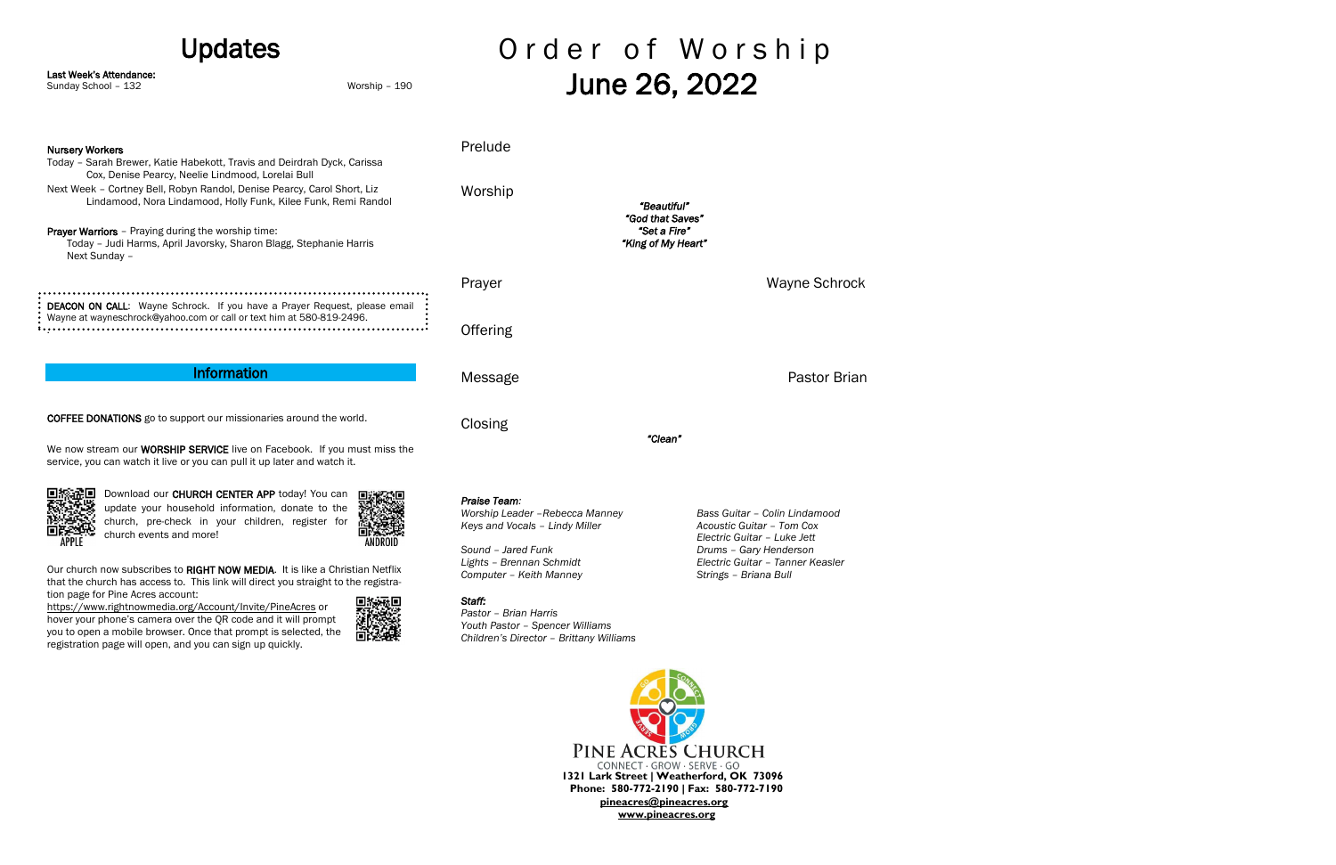# Updates

**Last Week's Attendance:**
Sunday School – 132 Worship – 190

**Nursery Workers**
Today – Sarah Brewer, Katie Habekott, Travis and Deirdrah Dyck, Carissa Cox, Denise Pearcy, Neelie Lindmood, Lorelai Bull
Next Week – Cortney Bell, Robyn Randol, Denise Pearcy, Carol Short, Liz Lindamood, Nora Lindamood, Holly Funk, Kilee Funk, Remi Randol

**Prayer Warriors** – Praying during the worship time:
Today – Judi Harms, April Javorsky, Sharon Blagg, Stephanie Harris
Next Sunday –

**DEACON ON CALL**: Wayne Schrock. If you have a Prayer Request, please email Wayne at wayneschrock@yahoo.com or call or text him at 580-819-2496.

## Information

**COFFEE DONATIONS** go to support our missionaries around the world.

We now stream our **WORSHIP SERVICE** live on Facebook. If you must miss the service, you can watch it live or you can pull it up later and watch it.

APPLE

Download our **CHURCH CENTER APP** today! You can update your household information, donate to the church, pre-check in your children, register for church events and more!

ANDROID

Our church now subscribes to **RIGHT NOW MEDIA**. It is like a Christian Netflix that the church has access to. This link will direct you straight to the registration page for Pine Acres account:
https://www.rightnowmedia.org/Account/Invite/PineAcres or hover your phone's camera over the QR code and it will prompt you to open a mobile browser. Once that prompt is selected, the registration page will open, and you can sign up quickly.

# Order of Worship
## June 26, 2022

Prelude

Worship

*"Beautiful"*
*"God that Saves"*
*"Set a Fire"*
*"King of My Heart"*

Prayer — Wayne Schrock

Offering

Message — Pastor Brian

Closing

*"Clean"*

***Praise Team:***
*Worship Leader –Rebecca Manney*
*Keys and Vocals – Lindy Miller*
*Bass Guitar – Colin Lindamood*
*Acoustic Guitar – Tom Cox*
*Electric Guitar – Luke Jett*
*Sound – Jared Funk*
*Lights – Brennan Schmidt*
*Computer – Keith Manney*
*Drums – Gary Henderson*
*Electric Guitar – Tanner Keasler*
*Strings – Briana Bull*

***Staff:***
*Pastor – Brian Harris*
*Youth Pastor – Spencer Williams*
*Children's Director – Brittany Williams*

PINE ACRES CHURCH
CONNECT · GROW · SERVE · GO
**1321 Lark Street | Weatherford, OK 73096**
**Phone: 580-772-2190 | Fax: 580-772-7190**
**pineacres@pineacres.org**
**www.pineacres.org**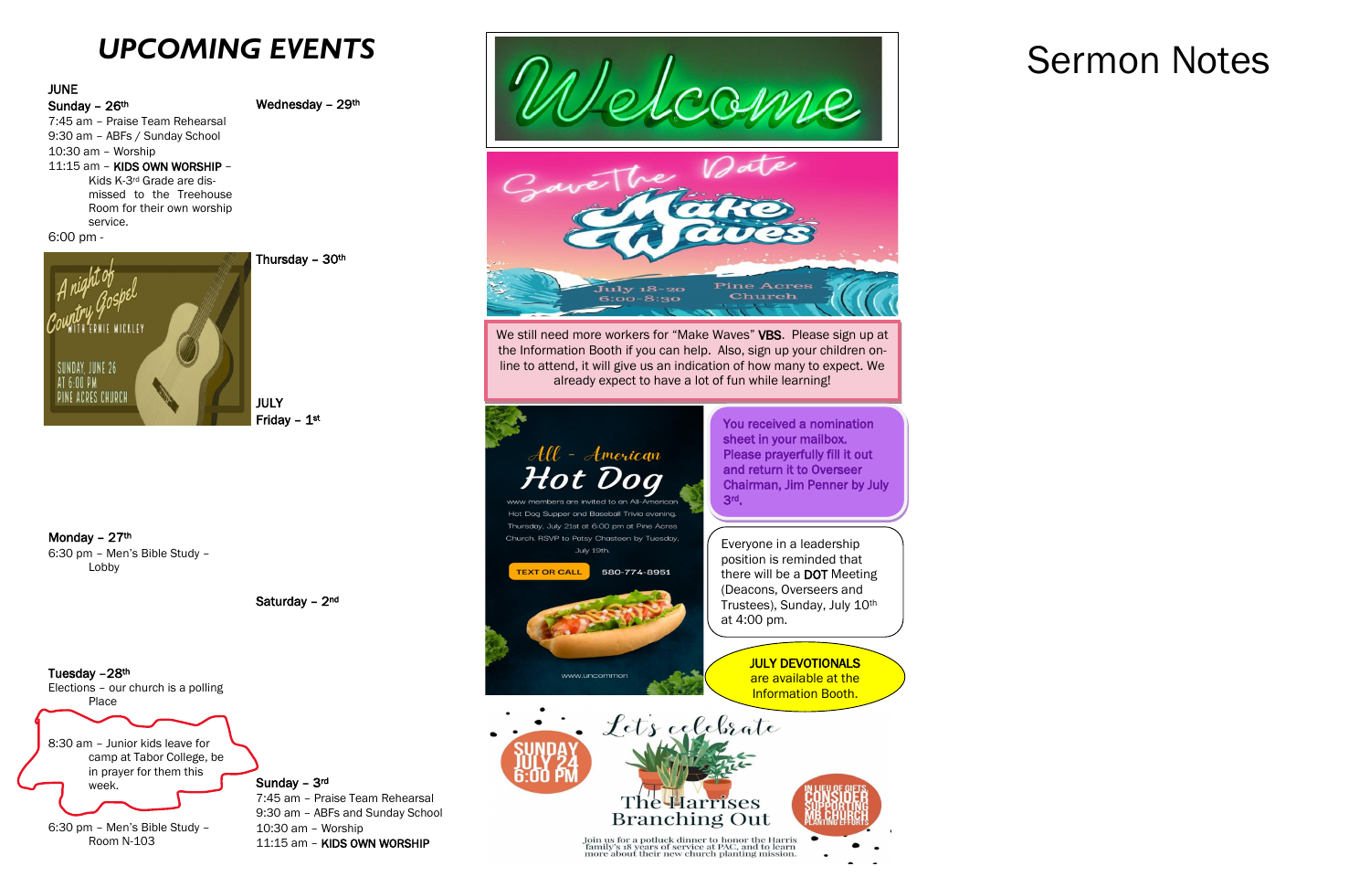# UPCOMING EVENTS

**JUNE**

**Sunday – 26th**
7:45 am – Praise Team Rehearsal
9:30 am – ABFs / Sunday School
10:30 am – Worship
11:15 am – **KIDS OWN WORSHIP** – Kids K-3rd Grade are dismissed to the Treehouse Room for their own worship service.
6:00 pm -

A night of Country Gospel WITH ERNIE MICKLEY
SUNDAY, JUNE 26 AT 6:00 PM
PINE ACRES CHURCH

**Monday – 27th**
6:30 pm – Men's Bible Study – Lobby

**Tuesday –28th**
Elections – our church is a polling Place

8:30 am – Junior kids leave for camp at Tabor College, be in prayer for them this week.

6:30 pm – Men's Bible Study – Room N-103

**Wednesday – 29th**

**Thursday – 30th**

**JULY**

**Friday – 1st**

**Saturday – 2nd**

**Sunday – 3rd**
7:45 am – Praise Team Rehearsal
9:30 am – ABFs and Sunday School
10:30 am – Worship
11:15 am – **KIDS OWN WORSHIP**

Welcome

Save The Date
Make Waves
July 18-20
6:00-8:30
Pine Acres Church

We still need more workers for "Make Waves" **VBS**. Please sign up at the Information Booth if you can help. Also, sign up your children online to attend, it will give us an indication of how many to expect. We already expect to have a lot of fun while learning!

All - American Hot Dog

www members are invited to an All-American Hot Dog Supper and Baseball Trivia evening. Thursday, July 21st at 6:00 pm at Pine Acres Church. RSVP to Patsy Chasteen by Tuesday, July 19th.

TEXT OR CALL 580-774-8951

www.uncommon

You received a nomination sheet in your mailbox. Please prayerfully fill it out and return it to Overseer Chairman, Jim Penner by July 3rd.

Everyone in a leadership position is reminded that there will be a **DOT** Meeting (Deacons, Overseers and Trustees), Sunday, July 10th at 4:00 pm.

**JULY DEVOTIONALS** are available at the Information Booth.

Let's celebrate
SUNDAY JULY 24 6:00 PM
The Harrises Branching Out
IN LIEU OF GIFTS, CONSIDER SUPPORTING MB CHURCH PLANTING EFFORTS
Join us for a potluck dinner to honor the Harris family's 18 years of service at PAC, and to learn more about their new church planting mission.

# Sermon Notes